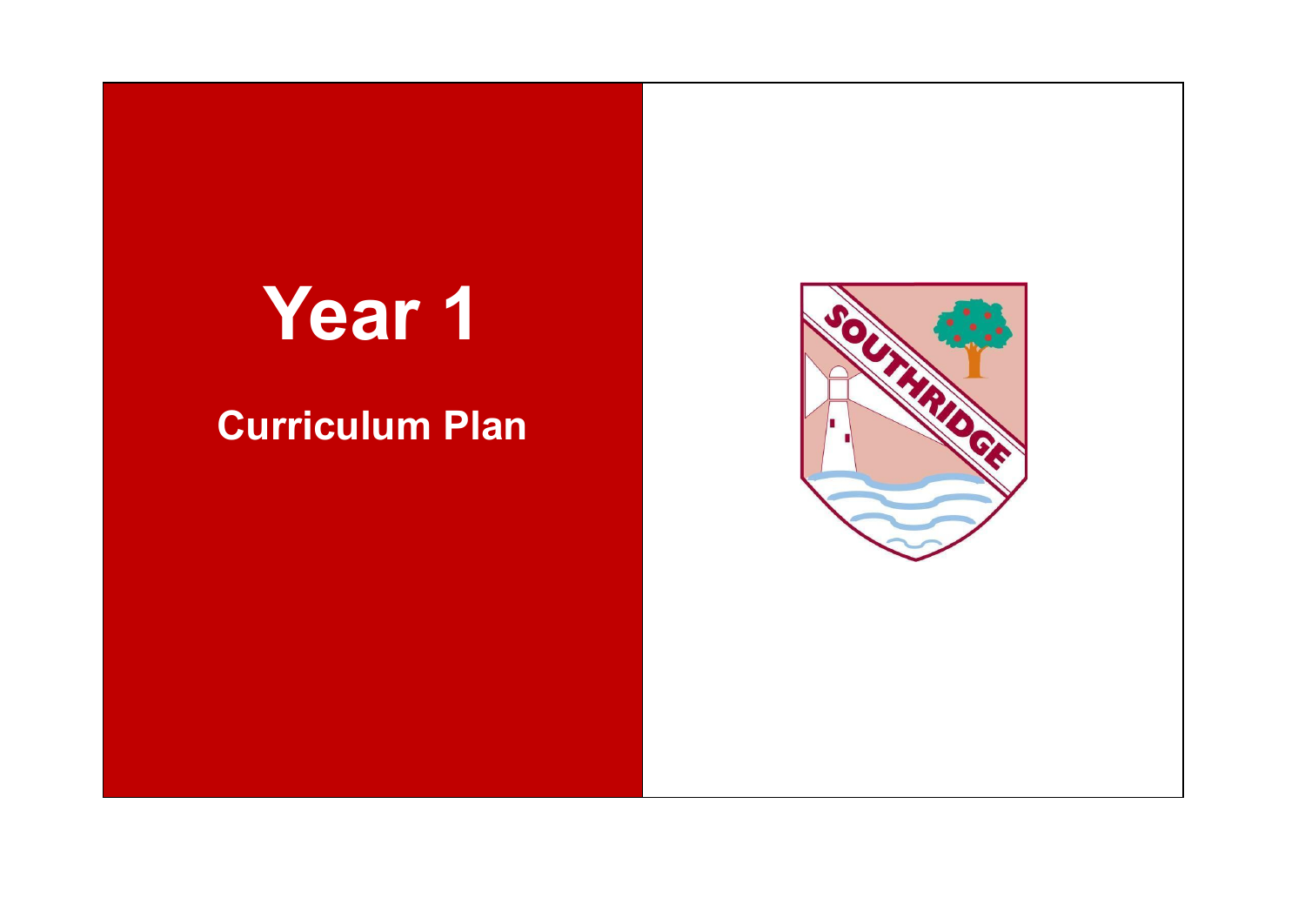# Year 1

## Curriculum Plan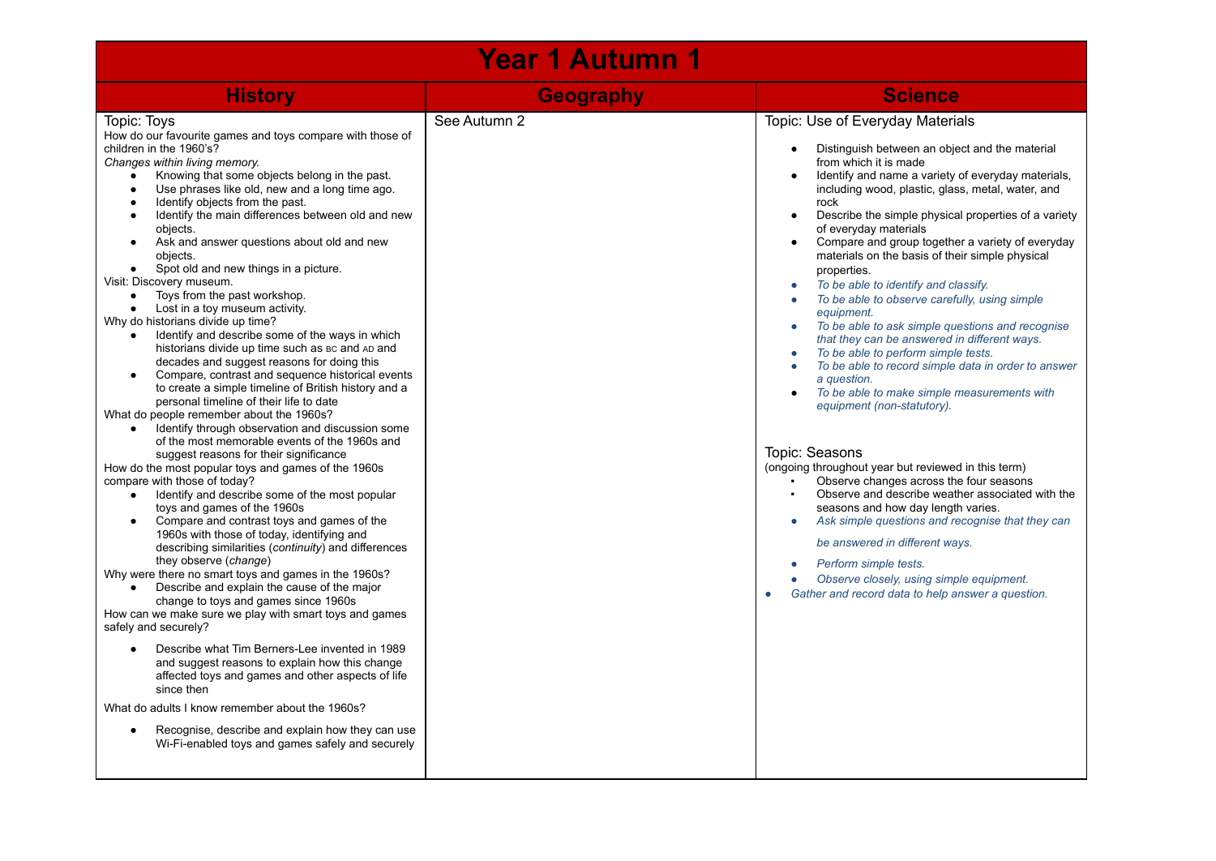# Year 1 Autumn 1

| History | Geography | Science |
|---|---|---|
| Topic: Toys<br>How do our favourite games and toys compare with those of children in the 1960's?<br>*Changes within living memory.*<br>• Knowing that some objects belong in the past.<br>• Use phrases like old, new and a long time ago.<br>• Identify objects from the past.<br>• Identify the main differences between old and new objects.<br>• Ask and answer questions about old and new objects.<br>• Spot old and new things in a picture.<br>Visit: Discovery museum.<br>• Toys from the past workshop.<br>• Lost in a toy museum activity.<br>Why do historians divide up time?<br>• Identify and describe some of the ways in which historians divide up time such as BC and AD and decades and suggest reasons for doing this<br>• Compare, contrast and sequence historical events to create a simple timeline of British history and a personal timeline of their life to date<br>What do people remember about the 1960s?<br>• Identify through observation and discussion some of the most memorable events of the 1960s and suggest reasons for their significance<br>How do the most popular toys and games of the 1960s compare with those of today?<br>• Identify and describe some of the most popular toys and games of the 1960s<br>• Compare and contrast toys and games of the 1960s with those of today, identifying and describing similarities (*continuity*) and differences they observe (*change*)<br>Why were there no smart toys and games in the 1960s?<br>• Describe and explain the cause of the major change to toys and games since 1960s<br>How can we make sure we play with smart toys and games safely and securely?<br>• Describe what Tim Berners-Lee invented in 1989 and suggest reasons to explain how this change affected toys and games and other aspects of life since then<br>What do adults I know remember about the 1960s?<br>• Recognise, describe and explain how they can use Wi-Fi-enabled toys and games safely and securely | See Autumn 2 | Topic: Use of Everyday Materials<br>• Distinguish between an object and the material from which it is made<br>• Identify and name a variety of everyday materials, including wood, plastic, glass, metal, water, and rock<br>• Describe the simple physical properties of a variety of everyday materials<br>• Compare and group together a variety of everyday materials on the basis of their simple physical properties.<br>• *To be able to identify and classify.*<br>• *To be able to observe carefully, using simple equipment.*<br>• *To be able to ask simple questions and recognise that they can be answered in different ways.*<br>• *To be able to perform simple tests.*<br>• *To be able to record simple data in order to answer a question.*<br>• *To be able to make simple measurements with equipment (non-statutory).*<br><br>Topic: Seasons<br>(ongoing throughout year but reviewed in this term)<br>▪ Observe changes across the four seasons<br>▪ Observe and describe weather associated with the seasons and how day length varies.<br>• *Ask simple questions and recognise that they can be answered in different ways.*<br>• *Perform simple tests.*<br>• *Observe closely, using simple equipment.*<br>• *Gather and record data to help answer a question.* |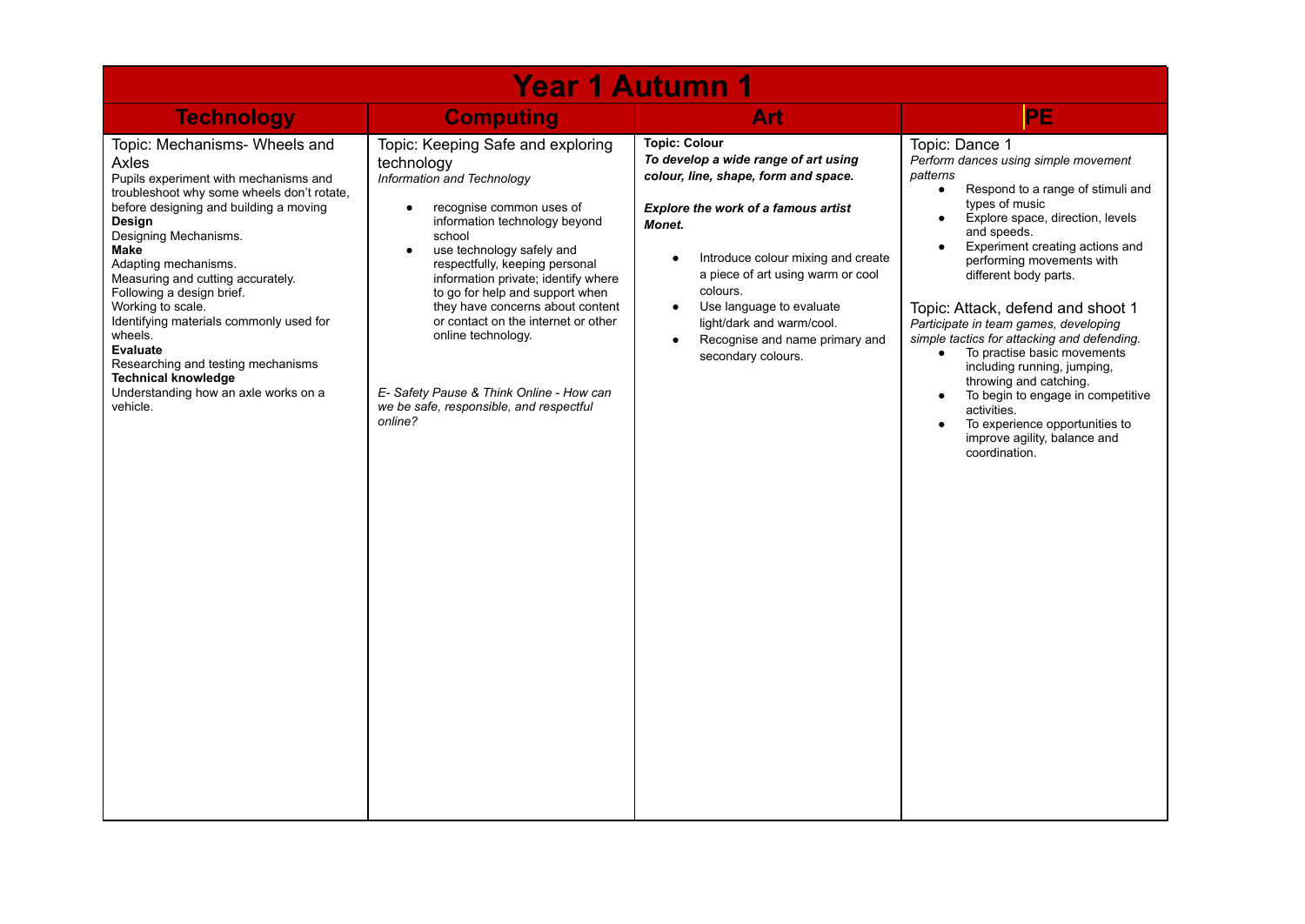# Year 1 Autumn 1

| Technology | Computing | Art | PE |
|---|---|---|---|
| Topic: Mechanisms- Wheels and Axles<br>Pupils experiment with mechanisms and troubleshoot why some wheels don't rotate, before designing and building a moving<br>**Design**<br>Designing Mechanisms.<br>**Make**<br>Adapting mechanisms.<br>Measuring and cutting accurately.<br>Following a design brief.<br>Working to scale.<br>Identifying materials commonly used for wheels.<br>**Evaluate**<br>Researching and testing mechanisms<br>**Technical knowledge**<br>Understanding how an axle works on a vehicle. | Topic: Keeping Safe and exploring technology<br>*Information and Technology*<br>• recognise common uses of information technology beyond school<br>• use technology safely and respectfully, keeping personal information private; identify where to go for help and support when they have concerns about content or contact on the internet or other online technology.<br><br>*E- Safety Pause & Think Online - How can we be safe, responsible, and respectful online?* | **Topic: Colour**<br>***To develop a wide range of art using colour, line, shape, form and space.***<br><br>***Explore the work of a famous artist Monet.***<br><br>• Introduce colour mixing and create a piece of art using warm or cool colours.<br>• Use language to evaluate light/dark and warm/cool.<br>• Recognise and name primary and secondary colours. | Topic: Dance 1<br>*Perform dances using simple movement patterns*<br>• Respond to a range of stimuli and types of music<br>• Explore space, direction, levels and speeds.<br>• Experiment creating actions and performing movements with different body parts.<br><br>Topic: Attack, defend and shoot 1<br>*Participate in team games, developing simple tactics for attacking and defending.*<br>• To practise basic movements including running, jumping, throwing and catching.<br>• To begin to engage in competitive activities.<br>• To experience opportunities to improve agility, balance and coordination. |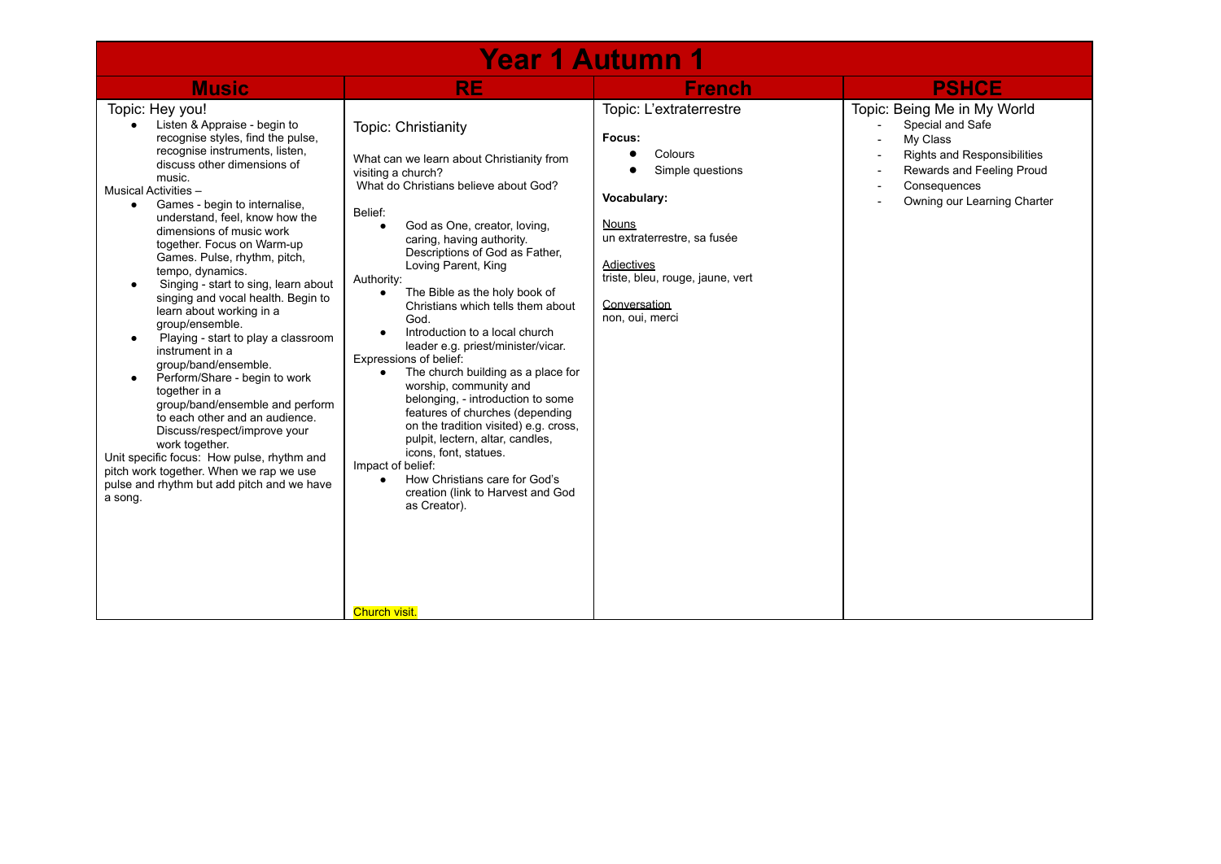# Year 1 Autumn 1

| Music | RE | French | PSHCE |
|---|---|---|---|
| Topic: Hey you!<br>• Listen & Appraise - begin to recognise styles, find the pulse, recognise instruments, listen, discuss other dimensions of music.<br>Musical Activities –<br>• Games - begin to internalise, understand, feel, know how the dimensions of music work together. Focus on Warm-up Games. Pulse, rhythm, pitch, tempo, dynamics.<br>• Singing - start to sing, learn about singing and vocal health. Begin to learn about working in a group/ensemble.<br>• Playing - start to play a classroom instrument in a group/band/ensemble.<br>• Perform/Share - begin to work together in a group/band/ensemble and perform to each other and an audience. Discuss/respect/improve your work together.<br>Unit specific focus: How pulse, rhythm and pitch work together. When we rap we use pulse and rhythm but add pitch and we have a song. | Topic: Christianity<br><br>What can we learn about Christianity from visiting a church?<br>What do Christians believe about God?<br><br>Belief:<br>• God as One, creator, loving, caring, having authority. Descriptions of God as Father, Loving Parent, King<br>Authority:<br>• The Bible as the holy book of Christians which tells them about God.<br>• Introduction to a local church leader e.g. priest/minister/vicar.<br>Expressions of belief:<br>• The church building as a place for worship, community and belonging, - introduction to some features of churches (depending on the tradition visited) e.g. cross, pulpit, lectern, altar, candles, icons, font, statues.<br>Impact of belief:<br>• How Christians care for God's creation (link to Harvest and God as Creator).<br><br>Church visit. | Topic: L'extraterrestre<br><br>**Focus:**<br>• Colours<br>• Simple questions<br><br>**Vocabulary:**<br><br><u>Nouns</u><br>un extraterrestre, sa fusée<br><br><u>Adjectives</u><br>triste, bleu, rouge, jaune, vert<br><br><u>Conversation</u><br>non, oui, merci | Topic: Being Me in My World<br>- Special and Safe<br>- My Class<br>- Rights and Responsibilities<br>- Rewards and Feeling Proud<br>- Consequences<br>- Owning our Learning Charter |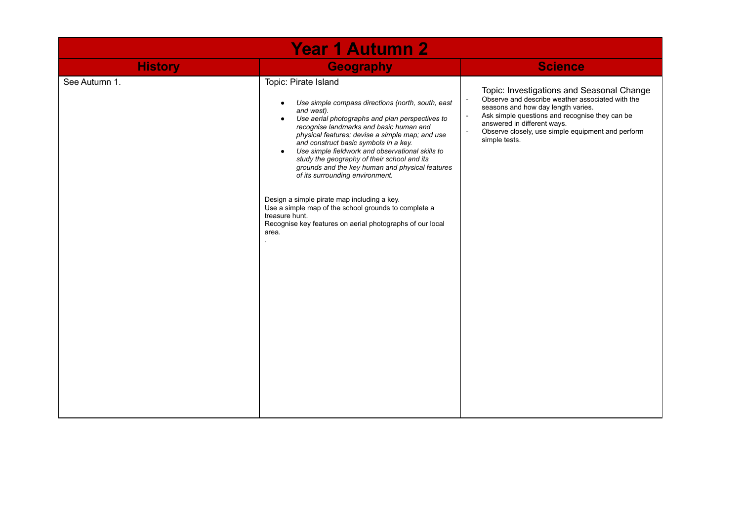| Year 1 Autumn 2 | | |
|---|---|---|
| **History** | **Geography** | **Science** |
| See Autumn 1. | Topic: Pirate Island<br><br>• *Use simple compass directions (north, south, east and west).*<br>• *Use aerial photographs and plan perspectives to recognise landmarks and basic human and physical features; devise a simple map; and use and construct basic symbols in a key.*<br>• *Use simple fieldwork and observational skills to study the geography of their school and its grounds and the key human and physical features of its surrounding environment.*<br><br>Design a simple pirate map including a key.<br>Use a simple map of the school grounds to complete a treasure hunt.<br>Recognise key features on aerial photographs of our local area.<br>. | Topic: Investigations and Seasonal Change<br>- Observe and describe weather associated with the seasons and how day length varies.<br>- Ask simple questions and recognise they can be answered in different ways.<br>- Observe closely, use simple equipment and perform simple tests. |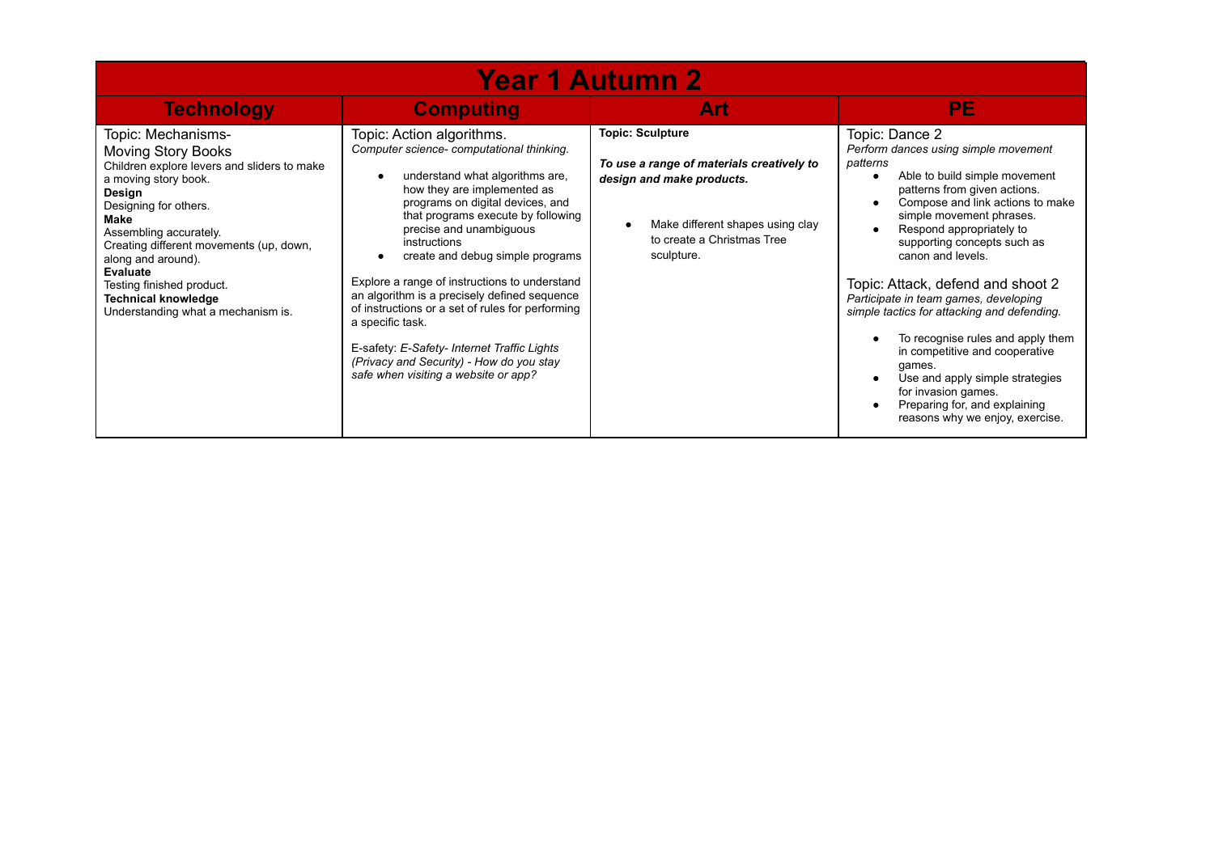| Year 1 Autumn 2 | | | |
|---|---|---|---|
| **Technology** | **Computing** | **Art** | **PE** |
| Topic: Mechanisms- Moving Story Books<br>Children explore levers and sliders to make a moving story book.<br>**Design**<br>Designing for others.<br>**Make**<br>Assembling accurately.<br>Creating different movements (up, down, along and around).<br>**Evaluate**<br>Testing finished product.<br>**Technical knowledge**<br>Understanding what a mechanism is. | Topic: Action algorithms.<br>*Computer science- computational thinking.*<br>• understand what algorithms are, how they are implemented as programs on digital devices, and that programs execute by following precise and unambiguous instructions<br>• create and debug simple programs<br><br>Explore a range of instructions to understand an algorithm is a precisely defined sequence of instructions or a set of rules for performing a specific task.<br><br>E-safety: *E-Safety- Internet Traffic Lights (Privacy and Security) - How do you stay safe when visiting a website or app?* | **Topic: Sculpture**<br><br>***To use a range of materials creatively to design and make products.***<br><br>• Make different shapes using clay to create a Christmas Tree sculpture. | Topic: Dance 2<br>*Perform dances using simple movement patterns*<br>• Able to build simple movement patterns from given actions.<br>• Compose and link actions to make simple movement phrases.<br>• Respond appropriately to supporting concepts such as canon and levels.<br><br>Topic: Attack, defend and shoot 2<br>*Participate in team games, developing simple tactics for attacking and defending.*<br>• To recognise rules and apply them in competitive and cooperative games.<br>• Use and apply simple strategies for invasion games.<br>• Preparing for, and explaining reasons why we enjoy, exercise. |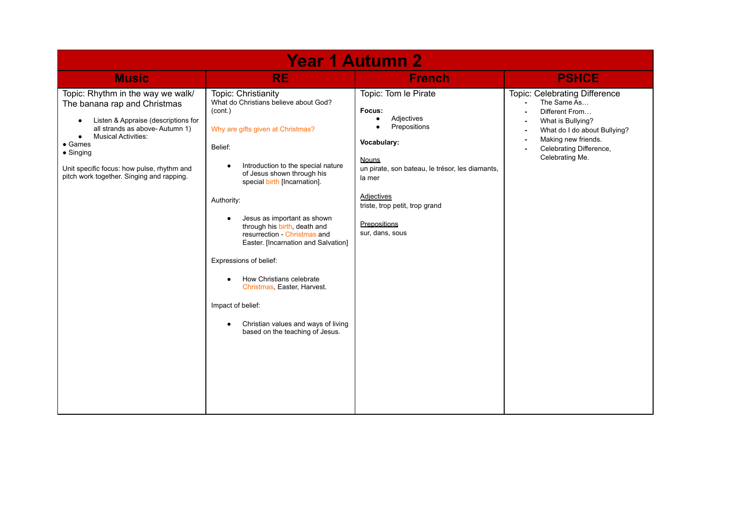# Year 1 Autumn 2

| Music | RE | French | PSHCE |
|---|---|---|---|
| Topic: Rhythm in the way we walk/ The banana rap and Christmas<br><br>• Listen & Appraise (descriptions for all strands as above- Autumn 1)<br>• Musical Activities:<br>• Games<br>• Singing<br><br>Unit specific focus: how pulse, rhythm and pitch work together. Singing and rapping. | Topic: Christianity<br>What do Christians believe about God? (cont.)<br><br>Why are gifts given at Christmas?<br><br>Belief:<br><br>• Introduction to the special nature of Jesus shown through his special birth [Incarnation].<br><br>Authority:<br><br>• Jesus as important as shown through his birth, death and resurrection - Christmas and Easter. [Incarnation and Salvation]<br><br>Expressions of belief:<br><br>• How Christians celebrate Christmas, Easter, Harvest.<br><br>Impact of belief:<br><br>• Christian values and ways of living based on the teaching of Jesus. | Topic: Tom le Pirate<br><br>**Focus:**<br>• Adjectives<br>• Prepositions<br><br>**Vocabulary:**<br><br>Nouns<br>un pirate, son bateau, le trésor, les diamants, la mer<br><br>Adjectives<br>triste, trop petit, trop grand<br><br>Prepositions<br>sur, dans, sous | Topic: Celebrating Difference<br>- The Same As…<br>- Different From…<br>- What is Bullying?<br>- What do I do about Bullying?<br>- Making new friends.<br>- Celebrating Difference, Celebrating Me. |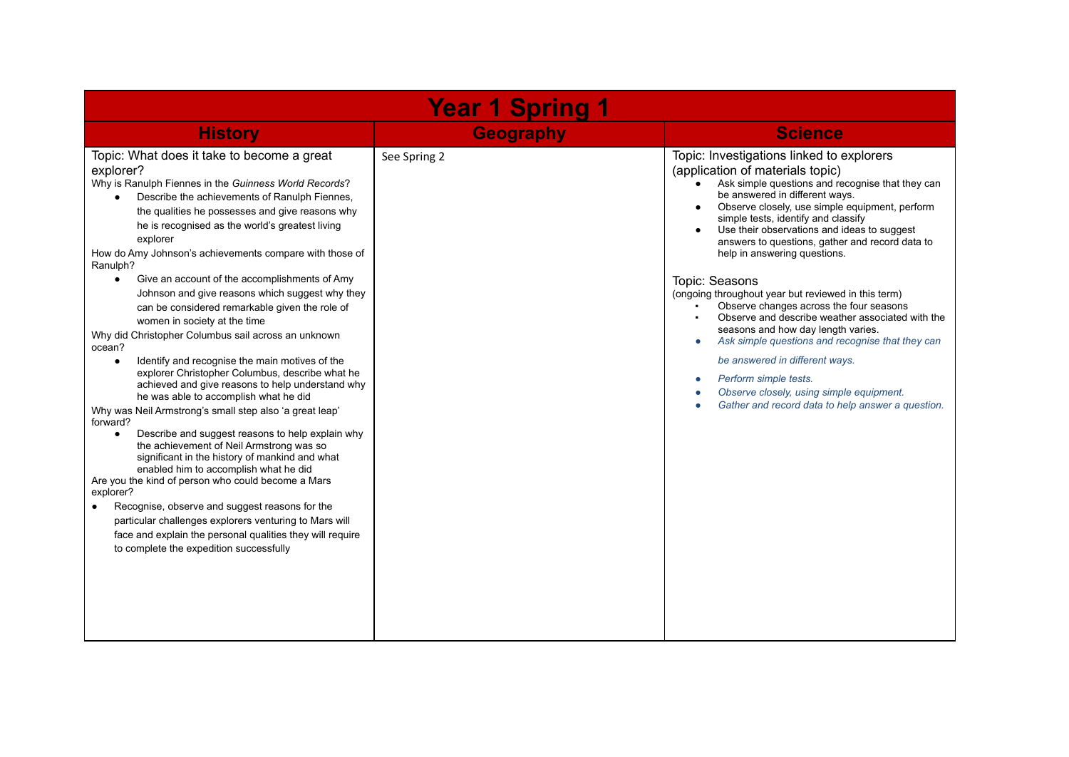# Year 1 Spring 1

| History | Geography | Science |
| --- | --- | --- |
| Topic: What does it take to become a great explorer?<br>Why is Ranulph Fiennes in the *Guinness World Records*?<br>• Describe the achievements of Ranulph Fiennes, the qualities he possesses and give reasons why he is recognised as the world's greatest living explorer<br>How do Amy Johnson's achievements compare with those of Ranulph?<br>• Give an account of the accomplishments of Amy Johnson and give reasons which suggest why they can be considered remarkable given the role of women in society at the time<br>Why did Christopher Columbus sail across an unknown ocean?<br>• Identify and recognise the main motives of the explorer Christopher Columbus, describe what he achieved and give reasons to help understand why he was able to accomplish what he did<br>Why was Neil Armstrong's small step also 'a great leap' forward?<br>• Describe and suggest reasons to help explain why the achievement of Neil Armstrong was so significant in the history of mankind and what enabled him to accomplish what he did<br>Are you the kind of person who could become a Mars explorer?<br>• Recognise, observe and suggest reasons for the particular challenges explorers venturing to Mars will face and explain the personal qualities they will require to complete the expedition successfully | See Spring 2 | Topic: Investigations linked to explorers (application of materials topic)<br>• Ask simple questions and recognise that they can be answered in different ways.<br>• Observe closely, use simple equipment, perform simple tests, identify and classify<br>• Use their observations and ideas to suggest answers to questions, gather and record data to help in answering questions.<br><br>Topic: Seasons<br>(ongoing throughout year but reviewed in this term)<br>▪ Observe changes across the four seasons<br>▪ Observe and describe weather associated with the seasons and how day length varies.<br>• *Ask simple questions and recognise that they can be answered in different ways.*<br>• *Perform simple tests.*<br>• *Observe closely, using simple equipment.*<br>• *Gather and record data to help answer a question.* |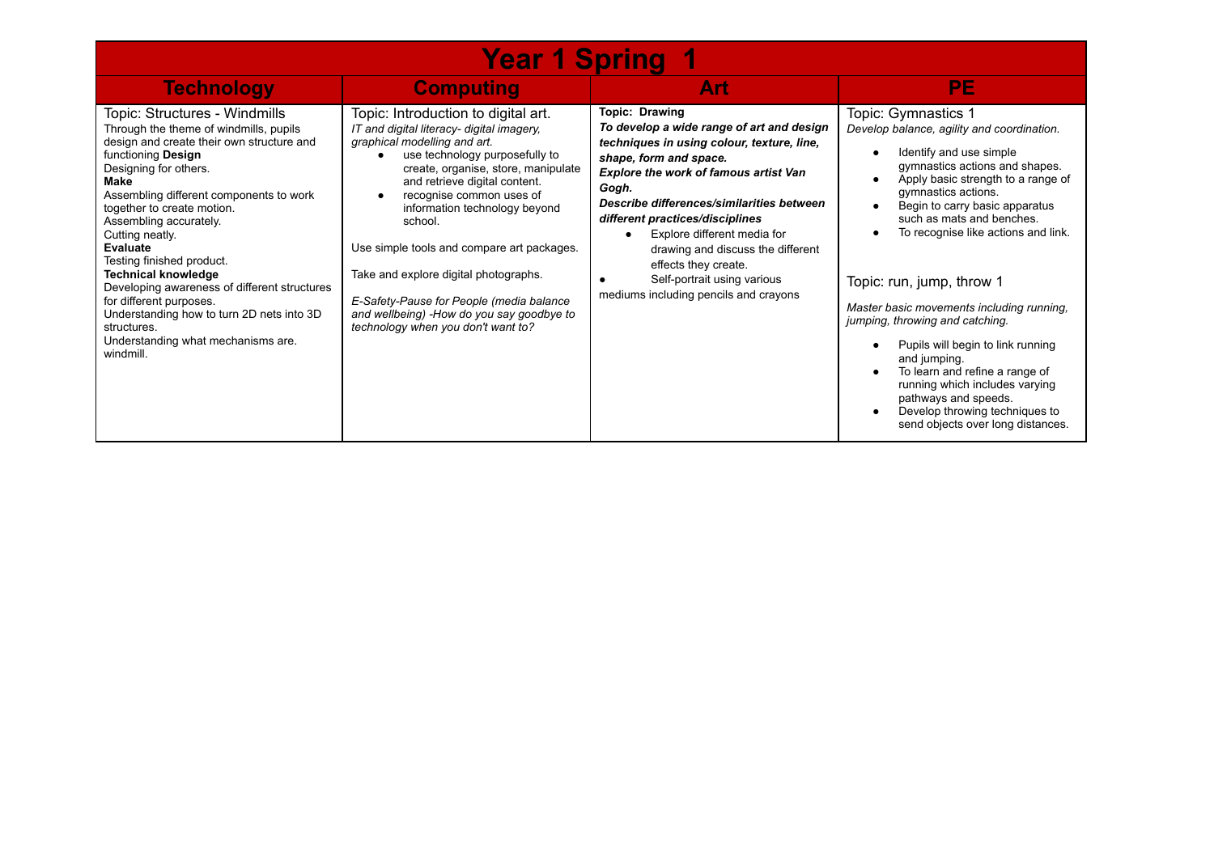# Year 1 Spring 1

| Technology | Computing | Art | PE |
|---|---|---|---|
| Topic: Structures - Windmills<br>Through the theme of windmills, pupils design and create their own structure and functioning **Design**<br>Designing for others.<br>**Make**<br>Assembling different components to work together to create motion.<br>Assembling accurately.<br>Cutting neatly.<br>**Evaluate**<br>Testing finished product.<br>**Technical knowledge**<br>Developing awareness of different structures for different purposes.<br>Understanding how to turn 2D nets into 3D structures.<br>Understanding what mechanisms are. windmill. | Topic: Introduction to digital art.<br>*IT and digital literacy- digital imagery, graphical modelling and art.*<br>• use technology purposefully to create, organise, store, manipulate and retrieve digital content.<br>• recognise common uses of information technology beyond school.<br><br>Use simple tools and compare art packages.<br><br>Take and explore digital photographs.<br><br>*E-Safety-Pause for People (media balance and wellbeing) -How do you say goodbye to technology when you don't want to?* | **Topic: Drawing**<br>***To develop a wide range of art and design techniques in using colour, texture, line, shape, form and space.***<br>***Explore the work of famous artist Van Gogh.***<br>***Describe differences/similarities between different practices/disciplines***<br>• Explore different media for drawing and discuss the different effects they create.<br>• Self-portrait using various mediums including pencils and crayons | Topic: Gymnastics 1<br>*Develop balance, agility and coordination.*<br>• Identify and use simple gymnastics actions and shapes.<br>• Apply basic strength to a range of gymnastics actions.<br>• Begin to carry basic apparatus such as mats and benches.<br>• To recognise like actions and link.<br><br>Topic: run, jump, throw 1<br>*Master basic movements including running, jumping, throwing and catching.*<br>• Pupils will begin to link running and jumping.<br>• To learn and refine a range of running which includes varying pathways and speeds.<br>• Develop throwing techniques to send objects over long distances. |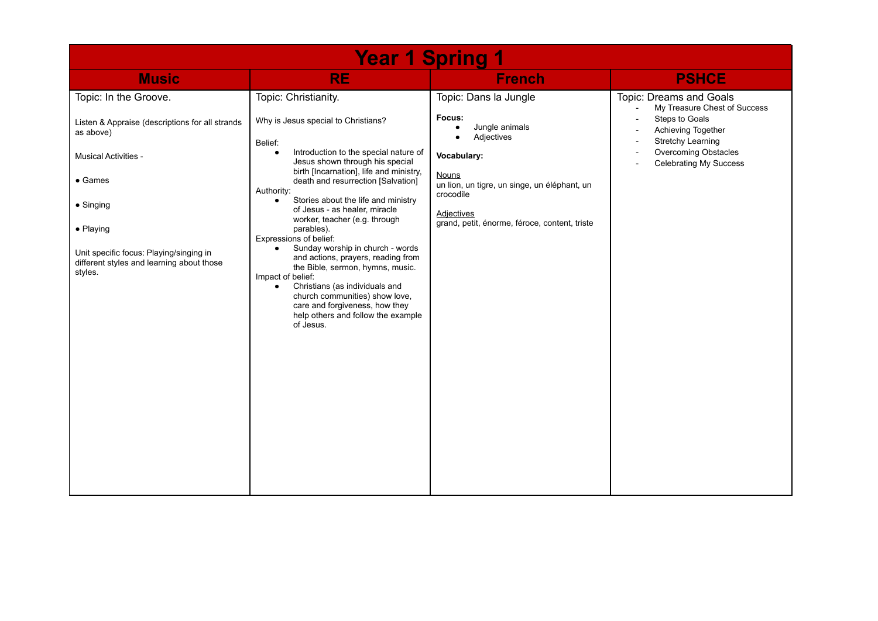# Year 1 Spring 1

| Music | RE | French | PSHCE |
|---|---|---|---|
| Topic: In the Groove.<br><br>Listen & Appraise (descriptions for all strands as above)<br><br>Musical Activities -<br><br>• Games<br><br>• Singing<br><br>• Playing<br><br>Unit specific focus: Playing/singing in different styles and learning about those styles. | Topic: Christianity.<br><br>Why is Jesus special to Christians?<br><br>Belief:<br>• Introduction to the special nature of Jesus shown through his special birth [Incarnation], life and ministry, death and resurrection [Salvation]<br>Authority:<br>• Stories about the life and ministry of Jesus - as healer, miracle worker, teacher (e.g. through parables).<br>Expressions of belief:<br>• Sunday worship in church - words and actions, prayers, reading from the Bible, sermon, hymns, music.<br>Impact of belief:<br>• Christians (as individuals and church communities) show love, care and forgiveness, how they help others and follow the example of Jesus. | Topic: Dans la Jungle<br><br>**Focus:**<br>• Jungle animals<br>• Adjectives<br><br>**Vocabulary:**<br><br><u>Nouns</u><br>un lion, un tigre, un singe, un éléphant, un crocodile<br><br><u>Adjectives</u><br>grand, petit, énorme, féroce, content, triste | Topic: Dreams and Goals<br>- My Treasure Chest of Success<br>- Steps to Goals<br>- Achieving Together<br>- Stretchy Learning<br>- Overcoming Obstacles<br>- Celebrating My Success |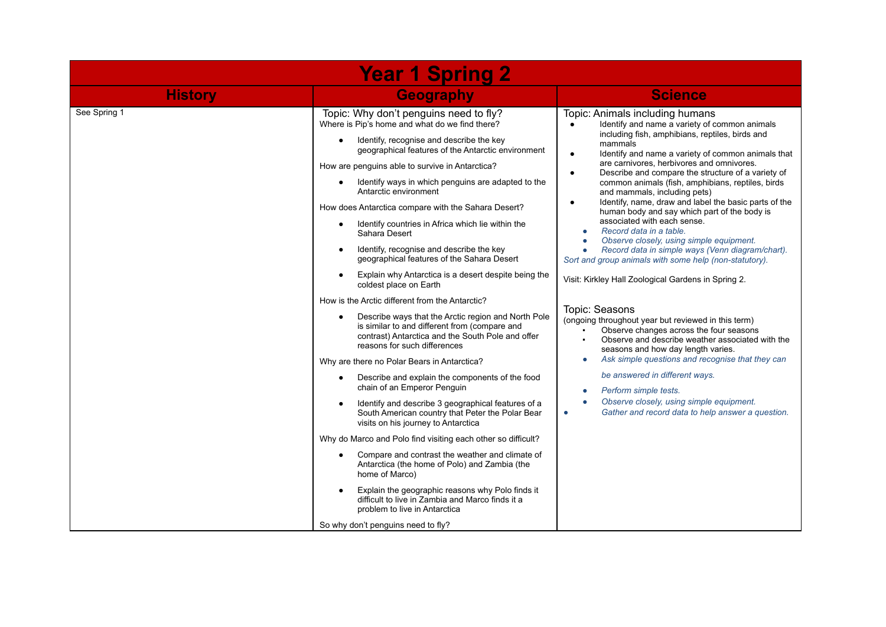# Year 1 Spring 2

| History | Geography | Science |
|---|---|---|
| See Spring 1 | Topic: Why don't penguins need to fly?<br>Where is Pip's home and what do we find there?<br>• Identify, recognise and describe the key geographical features of the Antarctic environment<br>How are penguins able to survive in Antarctica?<br>• Identify ways in which penguins are adapted to the Antarctic environment<br>How does Antarctica compare with the Sahara Desert?<br>• Identify countries in Africa which lie within the Sahara Desert<br>• Identify, recognise and describe the key geographical features of the Sahara Desert<br>• Explain why Antarctica is a desert despite being the coldest place on Earth<br>How is the Arctic different from the Antarctic?<br>• Describe ways that the Arctic region and North Pole is similar to and different from (compare and contrast) Antarctica and the South Pole and offer reasons for such differences<br>Why are there no Polar Bears in Antarctica?<br>• Describe and explain the components of the food chain of an Emperor Penguin<br>• Identify and describe 3 geographical features of a South American country that Peter the Polar Bear visits on his journey to Antarctica<br>Why do Marco and Polo find visiting each other so difficult?<br>• Compare and contrast the weather and climate of Antarctica (the home of Polo) and Zambia (the home of Marco)<br>• Explain the geographic reasons why Polo finds it difficult to live in Zambia and Marco finds it a problem to live in Antarctica<br>So why don't penguins need to fly? | Topic: Animals including humans<br>• Identify and name a variety of common animals including fish, amphibians, reptiles, birds and mammals<br>• Identify and name a variety of common animals that are carnivores, herbivores and omnivores.<br>• Describe and compare the structure of a variety of common animals (fish, amphibians, reptiles, birds and mammals, including pets)<br>• Identify, name, draw and label the basic parts of the human body and say which part of the body is associated with each sense.<br>• *Record data in a table.*<br>• *Observe closely, using simple equipment.*<br>• *Record data in simple ways (Venn diagram/chart).*<br>*Sort and group animals with some help (non-statutory).*<br><br>Visit: Kirkley Hall Zoological Gardens in Spring 2.<br><br>Topic: Seasons<br>(ongoing throughout year but reviewed in this term)<br>▪ Observe changes across the four seasons<br>▪ Observe and describe weather associated with the seasons and how day length varies.<br>• *Ask simple questions and recognise that they can be answered in different ways.*<br>• *Perform simple tests.*<br>• *Observe closely, using simple equipment.*<br>• *Gather and record data to help answer a question.* |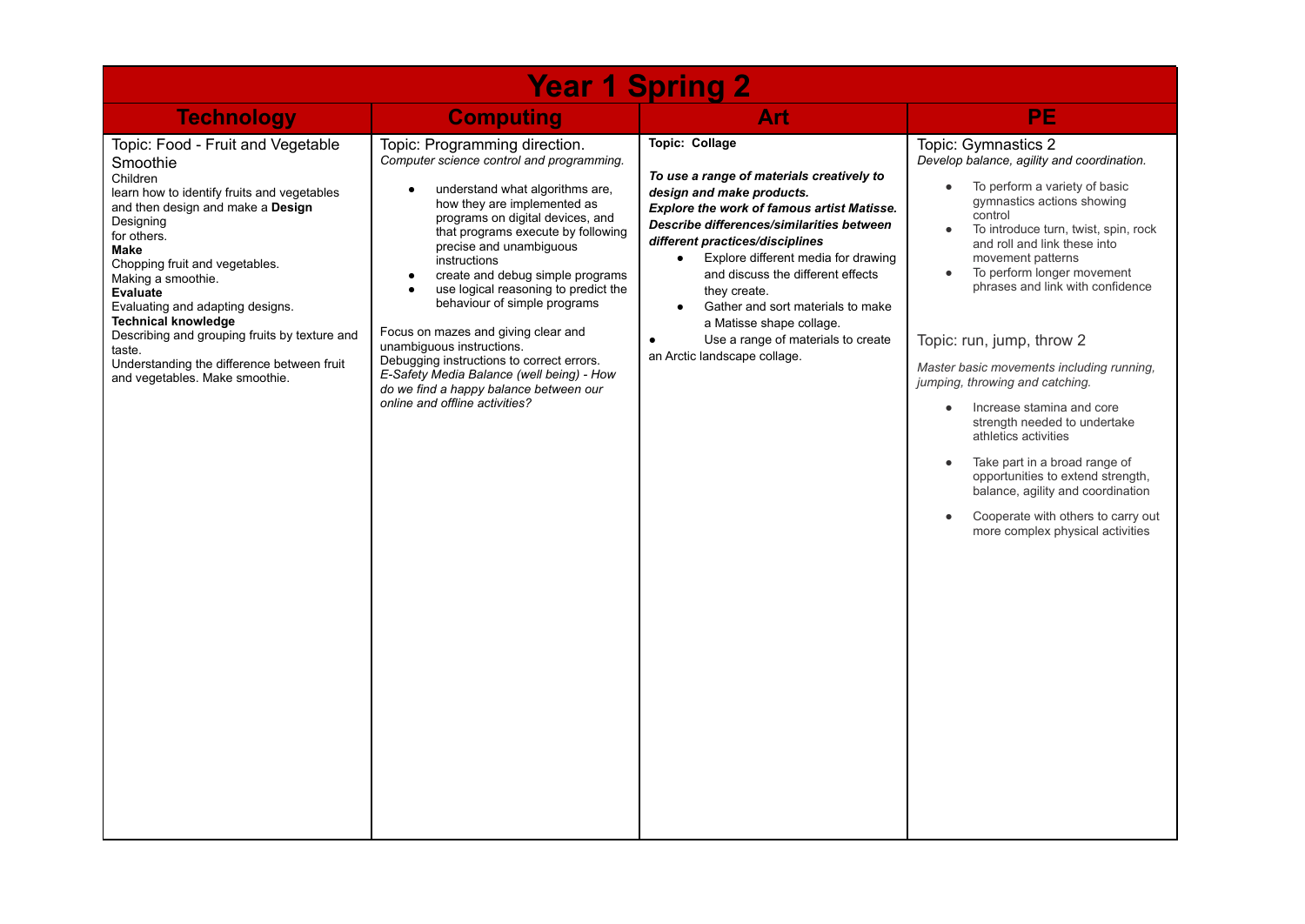# Year 1 Spring 2

| Technology | Computing | Art | PE |
| --- | --- | --- | --- |
| Topic: Food - Fruit and Vegetable Smoothie<br>Children<br>learn how to identify fruits and vegetables and then design and make a **Design**<br>Designing<br>for others.<br>**Make**<br>Chopping fruit and vegetables.<br>Making a smoothie.<br>**Evaluate**<br>Evaluating and adapting designs.<br>**Technical knowledge**<br>Describing and grouping fruits by texture and taste.<br>Understanding the difference between fruit and vegetables. Make smoothie. | Topic: Programming direction.<br>*Computer science control and programming.*<br>• understand what algorithms are, how they are implemented as programs on digital devices, and that programs execute by following precise and unambiguous instructions<br>• create and debug simple programs<br>• use logical reasoning to predict the behaviour of simple programs<br><br>Focus on mazes and giving clear and unambiguous instructions.<br>Debugging instructions to correct errors.<br>*E-Safety Media Balance (well being) - How do we find a happy balance between our online and offline activities?* | **Topic: Collage**<br><br>***To use a range of materials creatively to design and make products.***<br>***Explore the work of famous artist Matisse.***<br>***Describe differences/similarities between different practices/disciplines***<br>• Explore different media for drawing and discuss the different effects they create.<br>• Gather and sort materials to make a Matisse shape collage.<br>• Use a range of materials to create an Arctic landscape collage. | Topic: Gymnastics 2<br>*Develop balance, agility and coordination.*<br>• To perform a variety of basic gymnastics actions showing control<br>• To introduce turn, twist, spin, rock and roll and link these into movement patterns<br>• To perform longer movement phrases and link with confidence<br><br>Topic: run, jump, throw 2<br><br>*Master basic movements including running, jumping, throwing and catching.*<br>• Increase stamina and core strength needed to undertake athletics activities<br>• Take part in a broad range of opportunities to extend strength, balance, agility and coordination<br>• Cooperate with others to carry out more complex physical activities |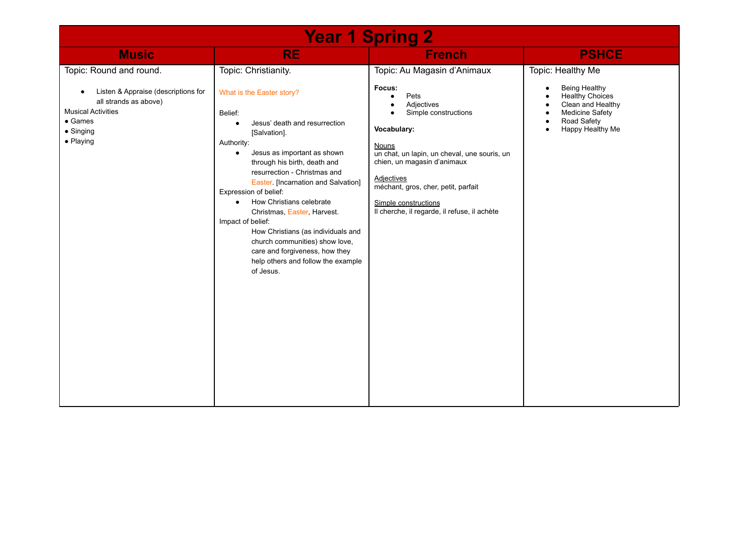# Year 1 Spring 2

| Music | RE | French | PSHCE |
|---|---|---|---|
| Topic: Round and round.<br><br>• Listen & Appraise (descriptions for all strands as above)<br>Musical Activities<br>• Games<br>• Singing<br>• Playing | Topic: Christianity.<br><br>What is the Easter story?<br><br>Belief:<br>• Jesus' death and resurrection [Salvation].<br>Authority:<br>• Jesus as important as shown through his birth, death and resurrection - Christmas and Easter. [Incarnation and Salvation]<br>Expression of belief:<br>• How Christians celebrate Christmas, Easter, Harvest.<br>Impact of belief:<br>How Christians (as individuals and church communities) show love, care and forgiveness, how they help others and follow the example of Jesus. | Topic: Au Magasin d'Animaux<br><br>**Focus:**<br>• Pets<br>• Adjectives<br>• Simple constructions<br><br>**Vocabulary:**<br><br>Nouns<br>un chat, un lapin, un cheval, une souris, un chien, un magasin d'animaux<br><br>Adjectives<br>méchant, gros, cher, petit, parfait<br><br>Simple constructions<br>Il cherche, il regarde, il refuse, il achète | Topic: Healthy Me<br><br>• Being Healthy<br>• Healthy Choices<br>• Clean and Healthy<br>• Medicine Safety<br>• Road Safety<br>• Happy Healthy Me |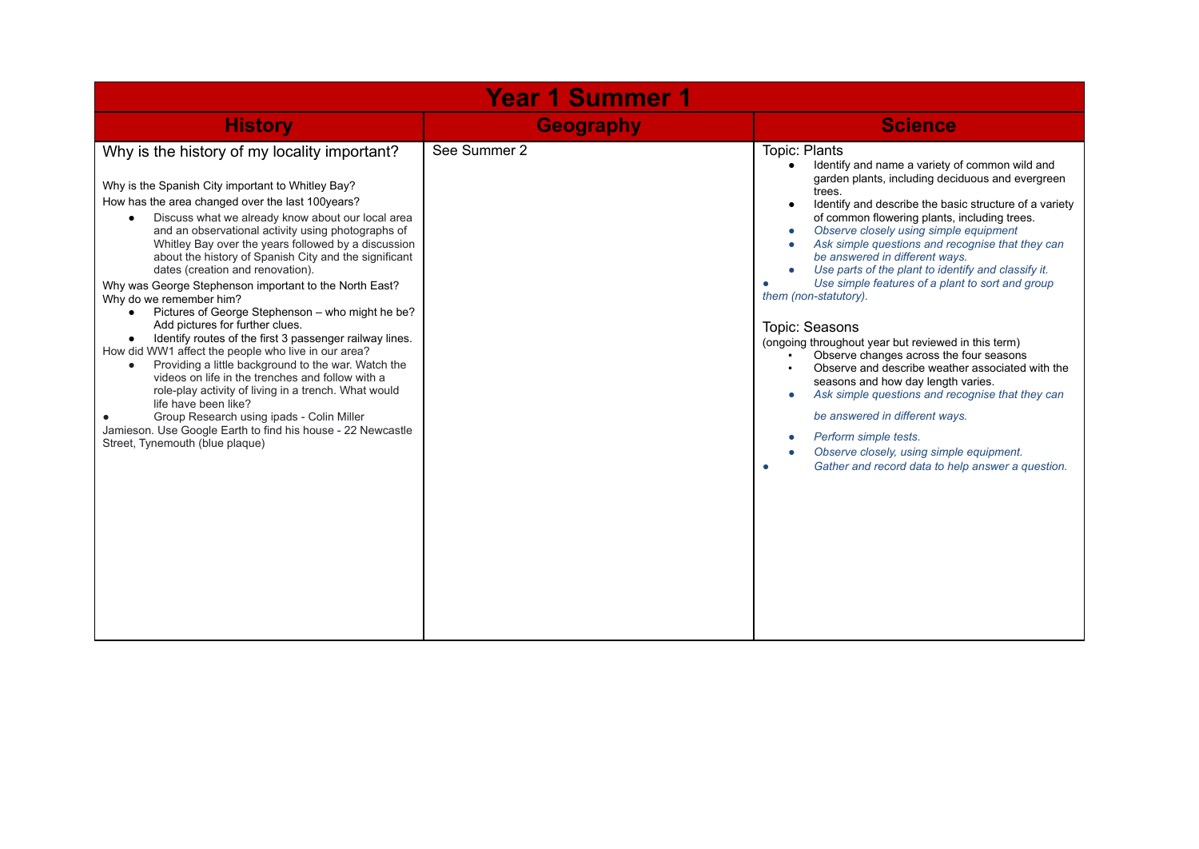# Year 1 Summer 1

| History | Geography | Science |
|---|---|---|
| Why is the history of my locality important?<br><br>Why is the Spanish City important to Whitley Bay?<br>How has the area changed over the last 100years?<br>● Discuss what we already know about our local area and an observational activity using photographs of Whitley Bay over the years followed by a discussion about the history of Spanish City and the significant dates (creation and renovation).<br>Why was George Stephenson important to the North East?<br>Why do we remember him?<br>● Pictures of George Stephenson – who might he be? Add pictures for further clues.<br>● Identify routes of the first 3 passenger railway lines.<br>How did WW1 affect the people who live in our area?<br>● Providing a little background to the war. Watch the videos on life in the trenches and follow with a role-play activity of living in a trench. What would life have been like?<br>● Group Research using ipads - Colin Miller Jamieson. Use Google Earth to find his house - 22 Newcastle Street, Tynemouth (blue plaque) | See Summer 2 | Topic: Plants<br>● Identify and name a variety of common wild and garden plants, including deciduous and evergreen trees.<br>● Identify and describe the basic structure of a variety of common flowering plants, including trees.<br>● *Observe closely using simple equipment*<br>● *Ask simple questions and recognise that they can be answered in different ways.*<br>● *Use parts of the plant to identify and classify it.*<br>● *Use simple features of a plant to sort and group them (non-statutory).*<br><br>Topic: Seasons<br>(ongoing throughout year but reviewed in this term)<br>▪ Observe changes across the four seasons<br>▪ Observe and describe weather associated with the seasons and how day length varies.<br>● *Ask simple questions and recognise that they can be answered in different ways.*<br>● *Perform simple tests.*<br>● *Observe closely, using simple equipment.*<br>● *Gather and record data to help answer a question.* |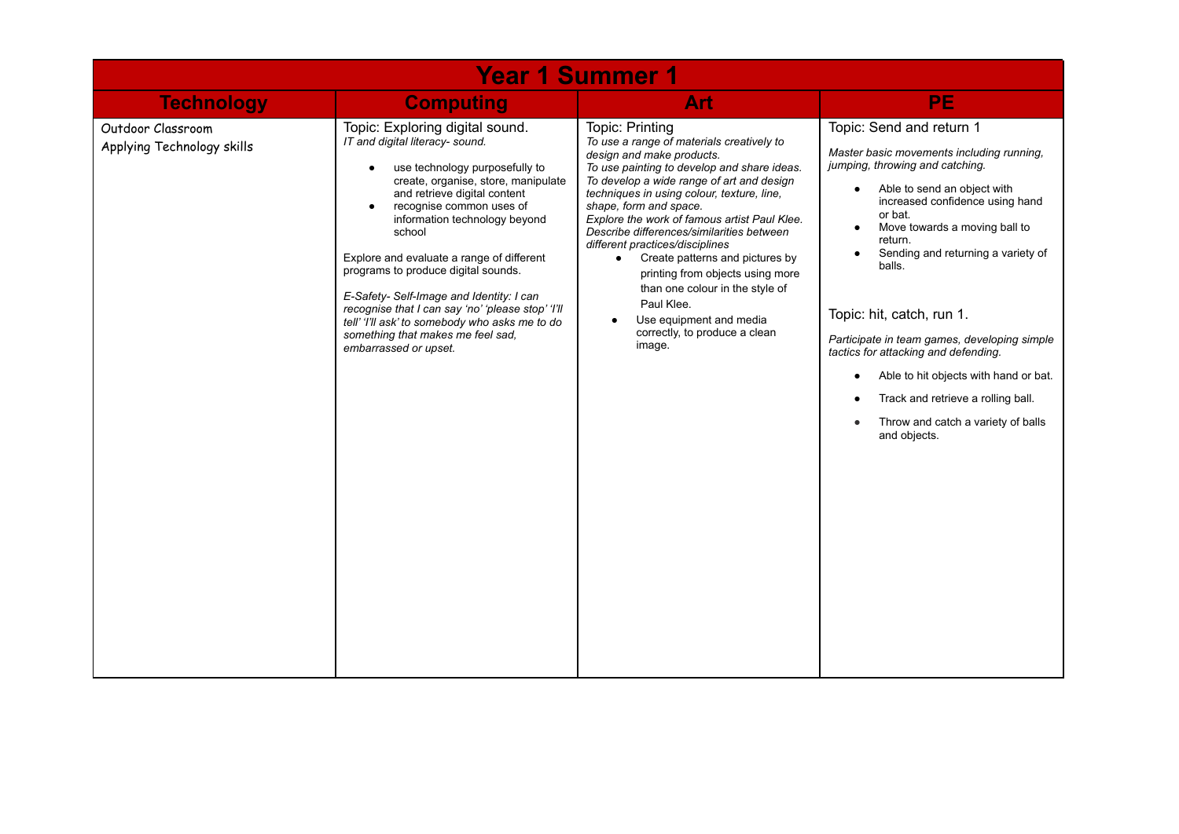| Year 1 Summer 1 | | | |
|---|---|---|---|
| **Technology** | **Computing** | **Art** | **PE** |
| Outdoor Classroom<br>Applying Technology skills | Topic: Exploring digital sound.<br>*IT and digital literacy- sound.*<br>• use technology purposefully to create, organise, store, manipulate and retrieve digital content<br>• recognise common uses of information technology beyond school<br><br>Explore and evaluate a range of different programs to produce digital sounds.<br><br>*E-Safety- Self-Image and Identity: I can recognise that I can say 'no' 'please stop' 'I'll tell' 'I'll ask' to somebody who asks me to do something that makes me feel sad, embarrassed or upset.* | Topic: Printing<br>*To use a range of materials creatively to design and make products.*<br>*To use painting to develop and share ideas.*<br>*To develop a wide range of art and design techniques in using colour, texture, line, shape, form and space.*<br>*Explore the work of famous artist Paul Klee.*<br>*Describe differences/similarities between different practices/disciplines*<br>• Create patterns and pictures by printing from objects using more than one colour in the style of Paul Klee.<br>• Use equipment and media correctly, to produce a clean image. | Topic: Send and return 1<br><br>*Master basic movements including running, jumping, throwing and catching.*<br>• Able to send an object with increased confidence using hand or bat.<br>• Move towards a moving ball to return.<br>• Sending and returning a variety of balls.<br><br>Topic: hit, catch, run 1.<br><br>*Participate in team games, developing simple tactics for attacking and defending.*<br>• Able to hit objects with hand or bat.<br>• Track and retrieve a rolling ball.<br>• Throw and catch a variety of balls and objects. |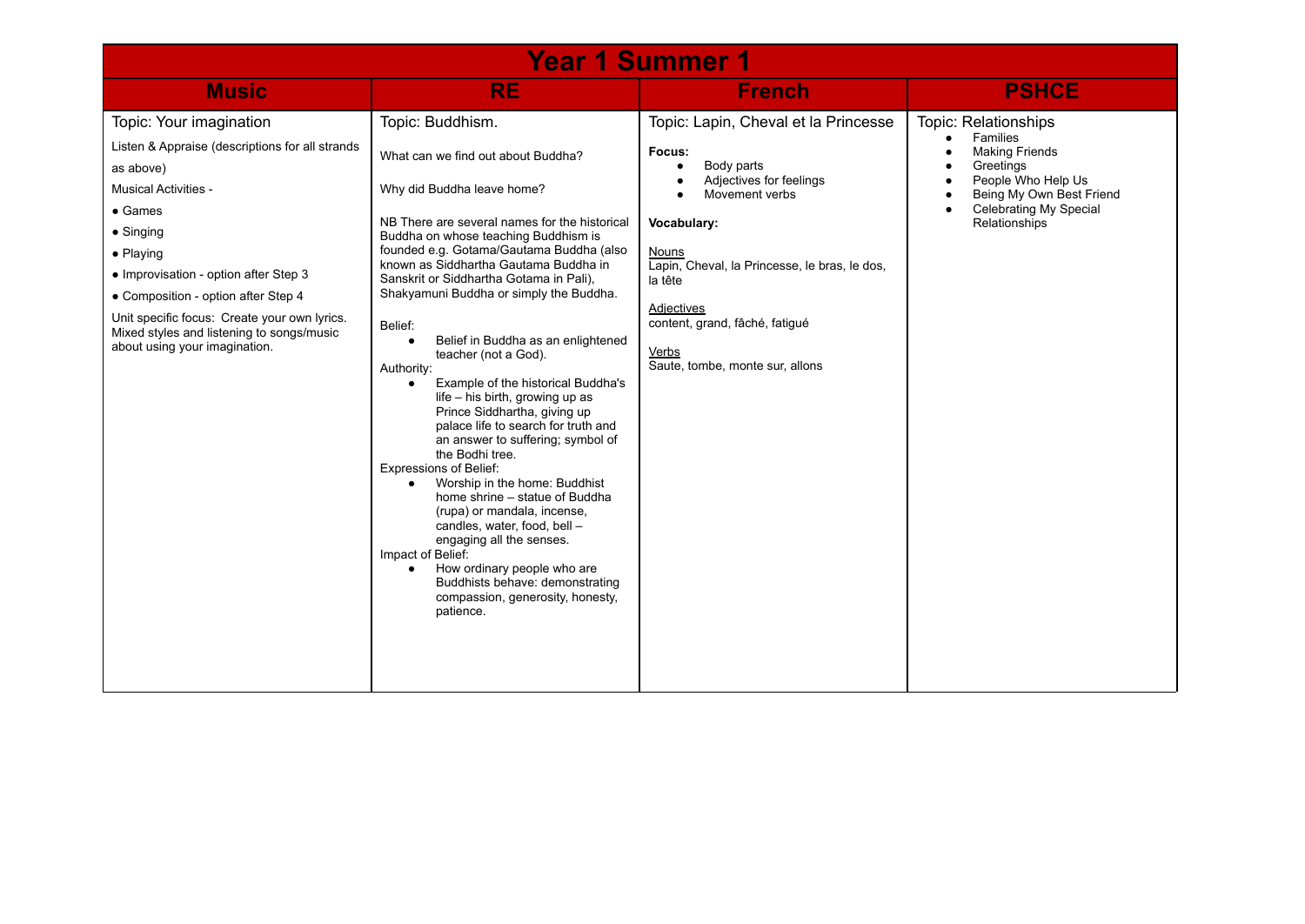# Year 1 Summer 1

| Music | RE | French | PSHCE |
| --- | --- | --- | --- |
| Topic: Your imagination<br><br>Listen & Appraise (descriptions for all strands as above)<br><br>Musical Activities -<br><br>● Games<br><br>● Singing<br><br>● Playing<br><br>● Improvisation - option after Step 3<br><br>● Composition - option after Step 4<br><br>Unit specific focus: Create your own lyrics. Mixed styles and listening to songs/music about using your imagination. | Topic: Buddhism.<br><br>What can we find out about Buddha?<br><br>Why did Buddha leave home?<br><br>NB There are several names for the historical Buddha on whose teaching Buddhism is founded e.g. Gotama/Gautama Buddha (also known as Siddhartha Gautama Buddha in Sanskrit or Siddhartha Gotama in Pali), Shakyamuni Buddha or simply the Buddha.<br><br>Belief:<br>● Belief in Buddha as an enlightened teacher (not a God).<br>Authority:<br>● Example of the historical Buddha's life – his birth, growing up as Prince Siddhartha, giving up palace life to search for truth and an answer to suffering; symbol of the Bodhi tree.<br>Expressions of Belief:<br>● Worship in the home: Buddhist home shrine – statue of Buddha (rupa) or mandala, incense, candles, water, food, bell – engaging all the senses.<br>Impact of Belief:<br>● How ordinary people who are Buddhists behave: demonstrating compassion, generosity, honesty, patience. | Topic: Lapin, Cheval et la Princesse<br><br>**Focus:**<br>● Body parts<br>● Adjectives for feelings<br>● Movement verbs<br><br>**Vocabulary:**<br><br>Nouns<br>Lapin, Cheval, la Princesse, le bras, le dos, la tête<br><br>Adjectives<br>content, grand, fâché, fatigué<br><br>Verbs<br>Saute, tombe, monte sur, allons | Topic: Relationships<br>● Families<br>● Making Friends<br>● Greetings<br>● People Who Help Us<br>● Being My Own Best Friend<br>● Celebrating My Special Relationships |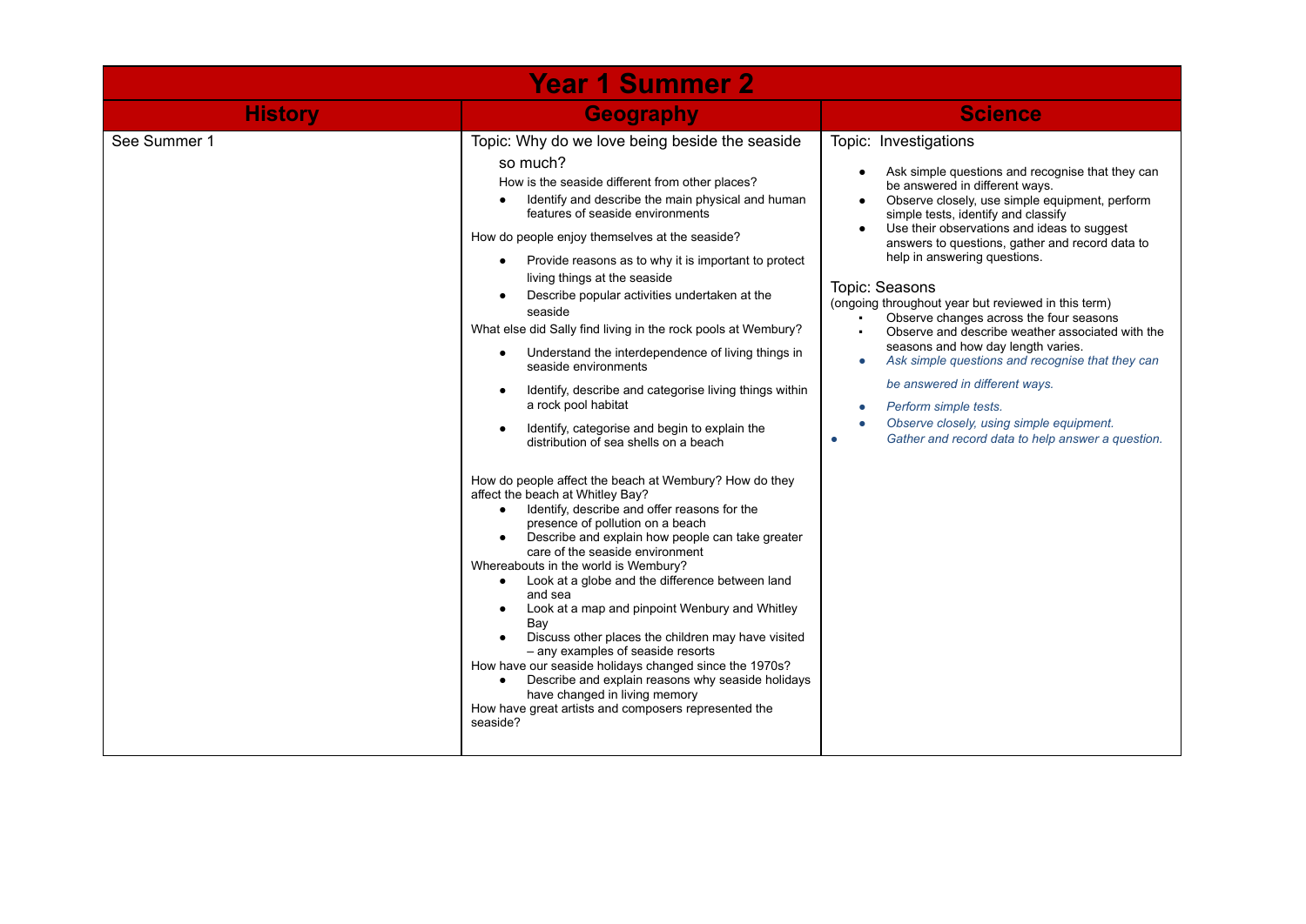| Year 1 Summer 2 | | |
|---|---|---|
| **History** | **Geography** | **Science** |
| See Summer 1 | Topic: Why do we love being beside the seaside so much?<br>How is the seaside different from other places?<br>• Identify and describe the main physical and human features of seaside environments<br>How do people enjoy themselves at the seaside?<br>• Provide reasons as to why it is important to protect living things at the seaside<br>• Describe popular activities undertaken at the seaside<br>What else did Sally find living in the rock pools at Wembury?<br>• Understand the interdependence of living things in seaside environments<br>• Identify, describe and categorise living things within a rock pool habitat<br>• Identify, categorise and begin to explain the distribution of sea shells on a beach<br><br>How do people affect the beach at Wembury? How do they affect the beach at Whitley Bay?<br>• Identify, describe and offer reasons for the presence of pollution on a beach<br>• Describe and explain how people can take greater care of the seaside environment<br>Whereabouts in the world is Wembury?<br>• Look at a globe and the difference between land and sea<br>• Look at a map and pinpoint Wenbury and Whitley Bay<br>• Discuss other places the children may have visited – any examples of seaside resorts<br>How have our seaside holidays changed since the 1970s?<br>• Describe and explain reasons why seaside holidays have changed in living memory<br>How have great artists and composers represented the seaside? | Topic: Investigations<br>• Ask simple questions and recognise that they can be answered in different ways.<br>• Observe closely, use simple equipment, perform simple tests, identify and classify<br>• Use their observations and ideas to suggest answers to questions, gather and record data to help in answering questions.<br><br>Topic: Seasons<br>(ongoing throughout year but reviewed in this term)<br>▪ Observe changes across the four seasons<br>▪ Observe and describe weather associated with the seasons and how day length varies.<br>• *Ask simple questions and recognise that they can be answered in different ways.*<br>• *Perform simple tests.*<br>• *Observe closely, using simple equipment.*<br>• *Gather and record data to help answer a question.* |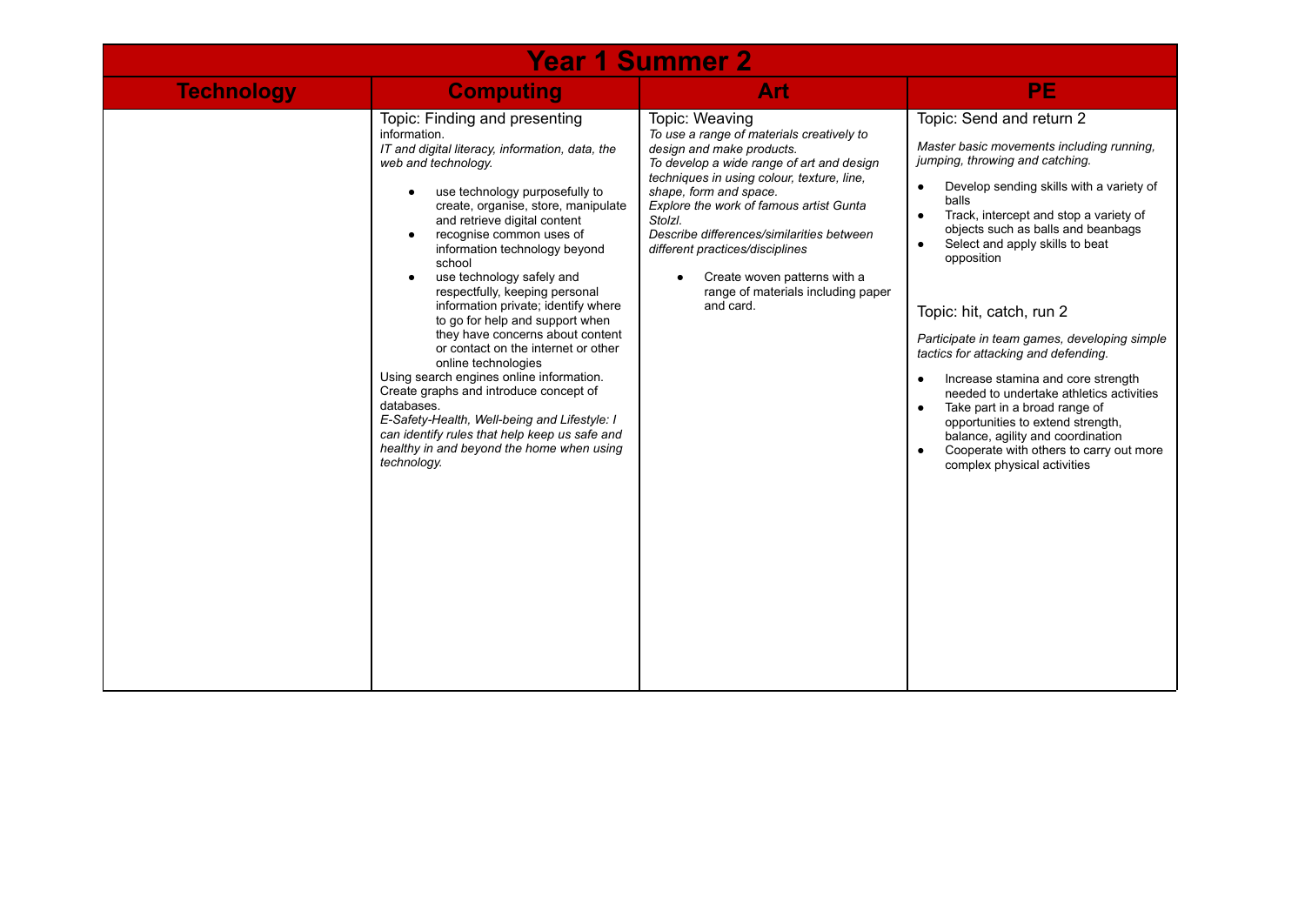| Year 1 Summer 2 | | | |
|---|---|---|---|
| **Technology** | **Computing** | **Art** | **PE** |
| | Topic: Finding and presenting information.<br>*IT and digital literacy, information, data, the web and technology.*<br>• use technology purposefully to create, organise, store, manipulate and retrieve digital content<br>• recognise common uses of information technology beyond school<br>• use technology safely and respectfully, keeping personal information private; identify where to go for help and support when they have concerns about content or contact on the internet or other online technologies<br>Using search engines online information.<br>Create graphs and introduce concept of databases.<br>*E-Safety-Health, Well-being and Lifestyle: I can identify rules that help keep us safe and healthy in and beyond the home when using technology.* | Topic: Weaving<br>*To use a range of materials creatively to design and make products.*<br>*To develop a wide range of art and design techniques in using colour, texture, line, shape, form and space.*<br>*Explore the work of famous artist Gunta Stolzl.*<br>*Describe differences/similarities between different practices/disciplines*<br>• Create woven patterns with a range of materials including paper and card. | Topic: Send and return 2<br>*Master basic movements including running, jumping, throwing and catching.*<br>• Develop sending skills with a variety of balls<br>• Track, intercept and stop a variety of objects such as balls and beanbags<br>• Select and apply skills to beat opposition<br><br>Topic: hit, catch, run 2<br>*Participate in team games, developing simple tactics for attacking and defending.*<br>• Increase stamina and core strength needed to undertake athletics activities<br>• Take part in a broad range of opportunities to extend strength, balance, agility and coordination<br>• Cooperate with others to carry out more complex physical activities |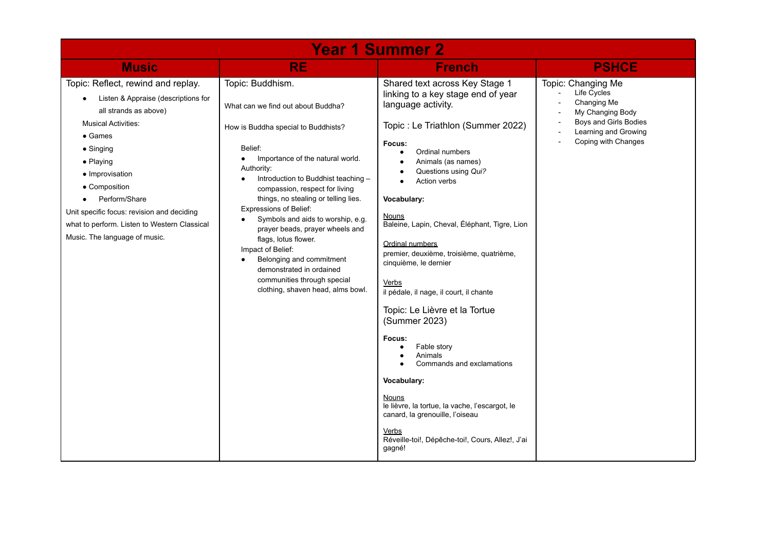# Year 1 Summer 2

| Music | RE | French | PSHCE |
|---|---|---|---|
| Topic: Reflect, rewind and replay.<br><ul><li>Listen & Appraise (descriptions for all strands as above)</li></ul>Musical Activities:<br>● Games<br>● Singing<br>● Playing<br>● Improvisation<br>● Composition<br><ul><li>Perform/Share</li></ul>Unit specific focus: revision and deciding what to perform. Listen to Western Classical Music. The language of music. | Topic: Buddhism.<br><br>What can we find out about Buddha?<br><br>How is Buddha special to Buddhists?<br><br>Belief:<ul><li>Importance of the natural world.</li></ul>Authority:<ul><li>Introduction to Buddhist teaching – compassion, respect for living things, no stealing or telling lies.</li></ul>Expressions of Belief:<ul><li>Symbols and aids to worship, e.g. prayer beads, prayer wheels and flags, lotus flower.</li></ul>Impact of Belief:<ul><li>Belonging and commitment demonstrated in ordained communities through special clothing, shaven head, alms bowl.</li></ul> | Shared text across Key Stage 1 linking to a key stage end of year language activity.<br><br>Topic : Le Triathlon (Summer 2022)<br><br>**Focus:**<ul><li>Ordinal numbers</li><li>Animals (as names)</li><li>Questions using *Qui?*</li><li>Action verbs</li></ul>**Vocabulary:**<br><br><u>Nouns</u><br>Baleine, Lapin, Cheval, Éléphant, Tigre, Lion<br><br><u>Ordinal numbers</u><br>premier, deuxième, troisième, quatrième, cinquième, le dernier<br><br><u>Verbs</u><br>il pédale, il nage, il court, il chante<br><br>Topic: Le Lièvre et la Tortue (Summer 2023)<br><br>**Focus:**<ul><li>Fable story</li><li>Animals</li><li>Commands and exclamations</li></ul>**Vocabulary:**<br><br><u>Nouns</u><br>le lièvre, la tortue, la vache, l'escargot, le canard, la grenouille, l'oiseau<br><br><u>Verbs</u><br>Réveille-toi!, Dépêche-toi!, Cours, Allez!, J'ai gagné! | Topic: Changing Me<br>- Life Cycles<br>- Changing Me<br>- My Changing Body<br>- Boys and Girls Bodies<br>- Learning and Growing<br>- Coping with Changes |